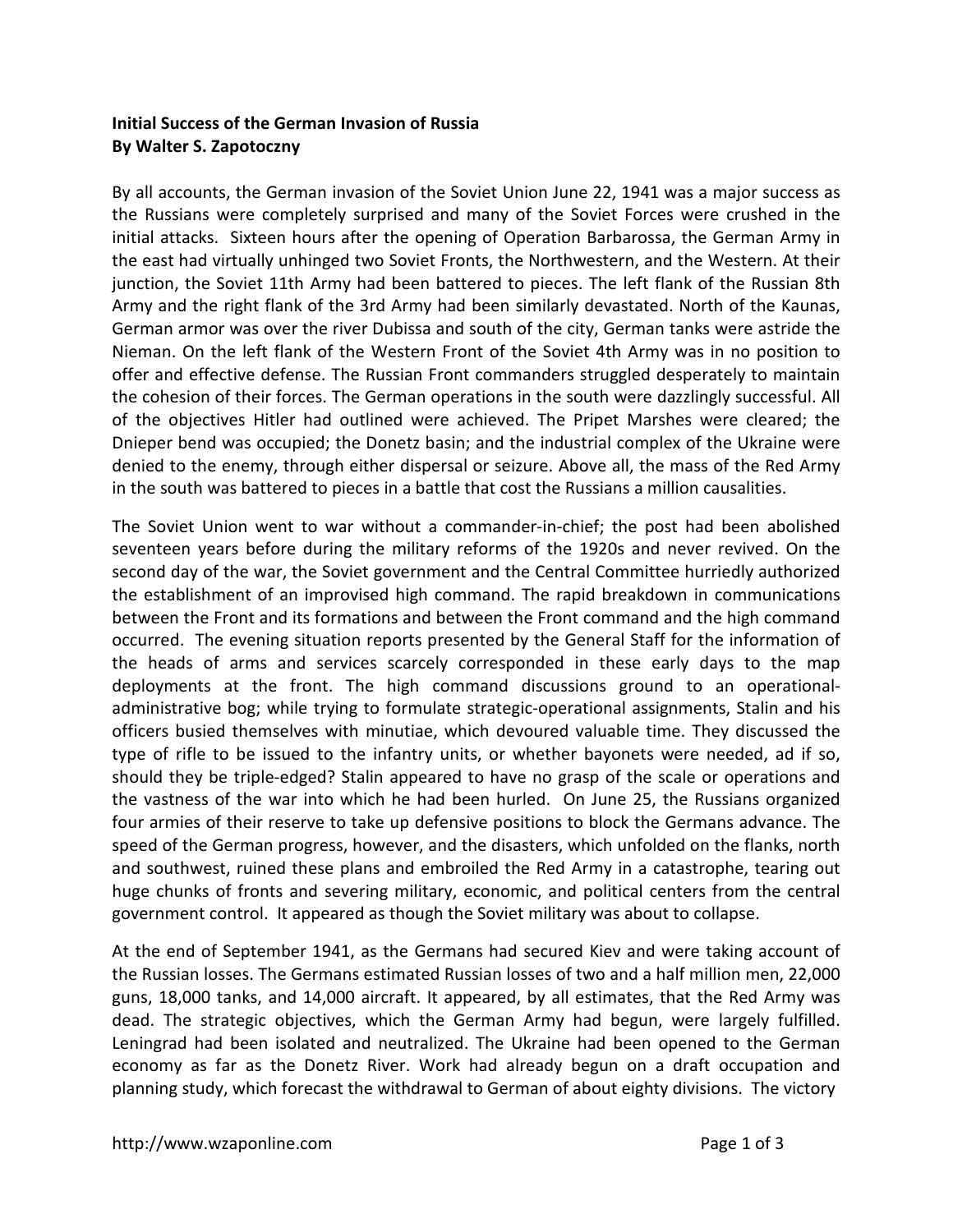**Initial Success of the German Invasion of Russia**
**By Walter S. Zapotoczny**

By all accounts, the German invasion of the Soviet Union June 22, 1941 was a major success as the Russians were completely surprised and many of the Soviet Forces were crushed in the initial attacks. Sixteen hours after the opening of Operation Barbarossa, the German Army in the east had virtually unhinged two Soviet Fronts, the Northwestern, and the Western. At their junction, the Soviet 11th Army had been battered to pieces. The left flank of the Russian 8th Army and the right flank of the 3rd Army had been similarly devastated. North of the Kaunas, German armor was over the river Dubissa and south of the city, German tanks were astride the Nieman. On the left flank of the Western Front of the Soviet 4th Army was in no position to offer and effective defense. The Russian Front commanders struggled desperately to maintain the cohesion of their forces. The German operations in the south were dazzlingly successful. All of the objectives Hitler had outlined were achieved. The Pripet Marshes were cleared; the Dnieper bend was occupied; the Donetz basin; and the industrial complex of the Ukraine were denied to the enemy, through either dispersal or seizure. Above all, the mass of the Red Army in the south was battered to pieces in a battle that cost the Russians a million causalities.

The Soviet Union went to war without a commander-in-chief; the post had been abolished seventeen years before during the military reforms of the 1920s and never revived. On the second day of the war, the Soviet government and the Central Committee hurriedly authorized the establishment of an improvised high command. The rapid breakdown in communications between the Front and its formations and between the Front command and the high command occurred. The evening situation reports presented by the General Staff for the information of the heads of arms and services scarcely corresponded in these early days to the map deployments at the front. The high command discussions ground to an operational-administrative bog; while trying to formulate strategic-operational assignments, Stalin and his officers busied themselves with minutiae, which devoured valuable time. They discussed the type of rifle to be issued to the infantry units, or whether bayonets were needed, ad if so, should they be triple-edged? Stalin appeared to have no grasp of the scale or operations and the vastness of the war into which he had been hurled. On June 25, the Russians organized four armies of their reserve to take up defensive positions to block the Germans advance. The speed of the German progress, however, and the disasters, which unfolded on the flanks, north and southwest, ruined these plans and embroiled the Red Army in a catastrophe, tearing out huge chunks of fronts and severing military, economic, and political centers from the central government control. It appeared as though the Soviet military was about to collapse.

At the end of September 1941, as the Germans had secured Kiev and were taking account of the Russian losses. The Germans estimated Russian losses of two and a half million men, 22,000 guns, 18,000 tanks, and 14,000 aircraft. It appeared, by all estimates, that the Red Army was dead. The strategic objectives, which the German Army had begun, were largely fulfilled. Leningrad had been isolated and neutralized. The Ukraine had been opened to the German economy as far as the Donetz River. Work had already begun on a draft occupation and planning study, which forecast the withdrawal to German of about eighty divisions. The victory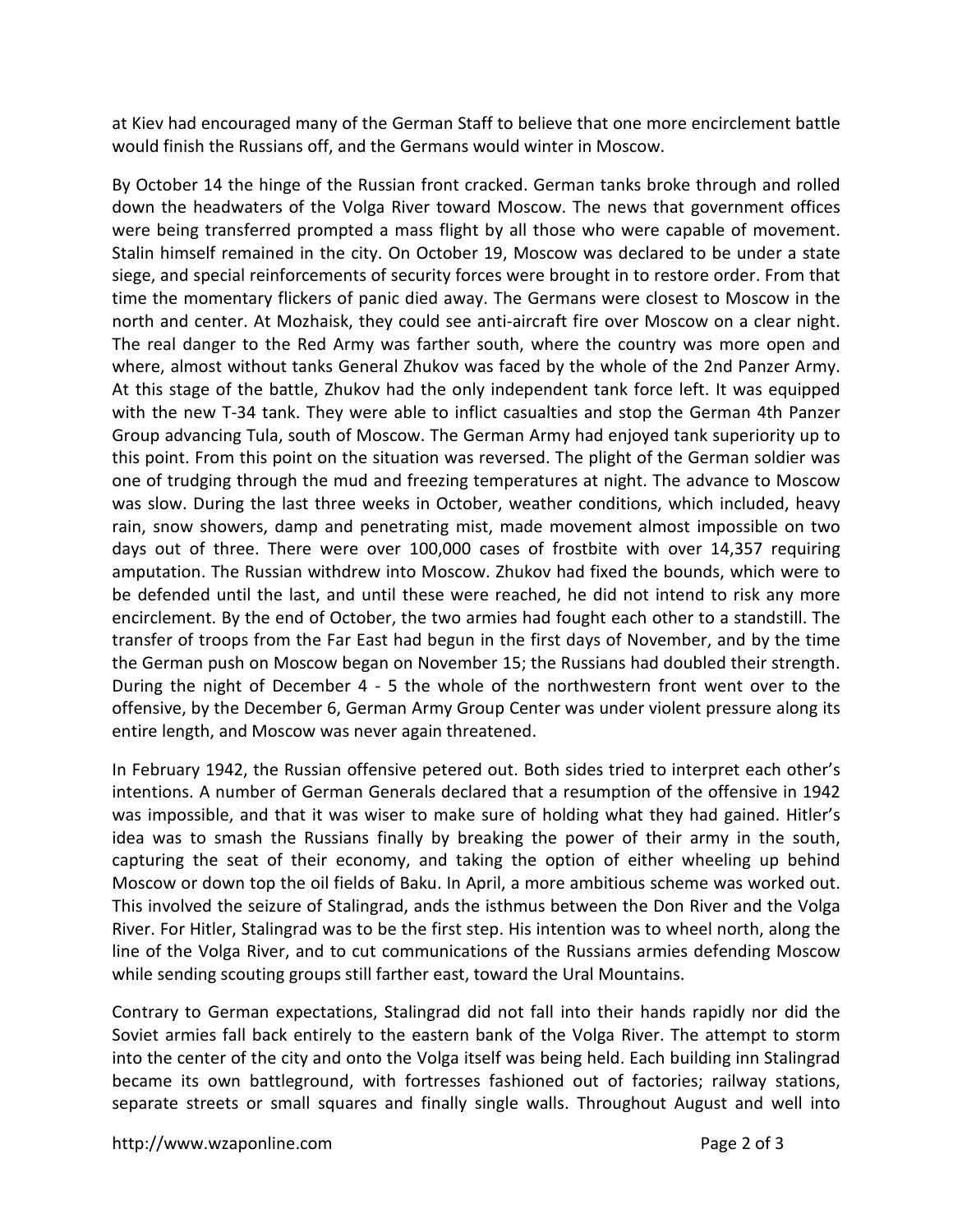at Kiev had encouraged many of the German Staff to believe that one more encirclement battle would finish the Russians off, and the Germans would winter in Moscow.

By October 14 the hinge of the Russian front cracked. German tanks broke through and rolled down the headwaters of the Volga River toward Moscow. The news that government offices were being transferred prompted a mass flight by all those who were capable of movement. Stalin himself remained in the city. On October 19, Moscow was declared to be under a state siege, and special reinforcements of security forces were brought in to restore order. From that time the momentary flickers of panic died away. The Germans were closest to Moscow in the north and center. At Mozhaisk, they could see anti-aircraft fire over Moscow on a clear night. The real danger to the Red Army was farther south, where the country was more open and where, almost without tanks General Zhukov was faced by the whole of the 2nd Panzer Army. At this stage of the battle, Zhukov had the only independent tank force left. It was equipped with the new T-34 tank. They were able to inflict casualties and stop the German 4th Panzer Group advancing Tula, south of Moscow. The German Army had enjoyed tank superiority up to this point. From this point on the situation was reversed. The plight of the German soldier was one of trudging through the mud and freezing temperatures at night. The advance to Moscow was slow. During the last three weeks in October, weather conditions, which included, heavy rain, snow showers, damp and penetrating mist, made movement almost impossible on two days out of three. There were over 100,000 cases of frostbite with over 14,357 requiring amputation. The Russian withdrew into Moscow. Zhukov had fixed the bounds, which were to be defended until the last, and until these were reached, he did not intend to risk any more encirclement. By the end of October, the two armies had fought each other to a standstill. The transfer of troops from the Far East had begun in the first days of November, and by the time the German push on Moscow began on November 15; the Russians had doubled their strength. During the night of December 4 - 5 the whole of the northwestern front went over to the offensive, by the December 6, German Army Group Center was under violent pressure along its entire length, and Moscow was never again threatened.

In February 1942, the Russian offensive petered out. Both sides tried to interpret each other's intentions. A number of German Generals declared that a resumption of the offensive in 1942 was impossible, and that it was wiser to make sure of holding what they had gained. Hitler's idea was to smash the Russians finally by breaking the power of their army in the south, capturing the seat of their economy, and taking the option of either wheeling up behind Moscow or down top the oil fields of Baku. In April, a more ambitious scheme was worked out. This involved the seizure of Stalingrad, ands the isthmus between the Don River and the Volga River. For Hitler, Stalingrad was to be the first step. His intention was to wheel north, along the line of the Volga River, and to cut communications of the Russians armies defending Moscow while sending scouting groups still farther east, toward the Ural Mountains.

Contrary to German expectations, Stalingrad did not fall into their hands rapidly nor did the Soviet armies fall back entirely to the eastern bank of the Volga River. The attempt to storm into the center of the city and onto the Volga itself was being held. Each building inn Stalingrad became its own battleground, with fortresses fashioned out of factories; railway stations, separate streets or small squares and finally single walls. Throughout August and well into

http://www.wzaponline.com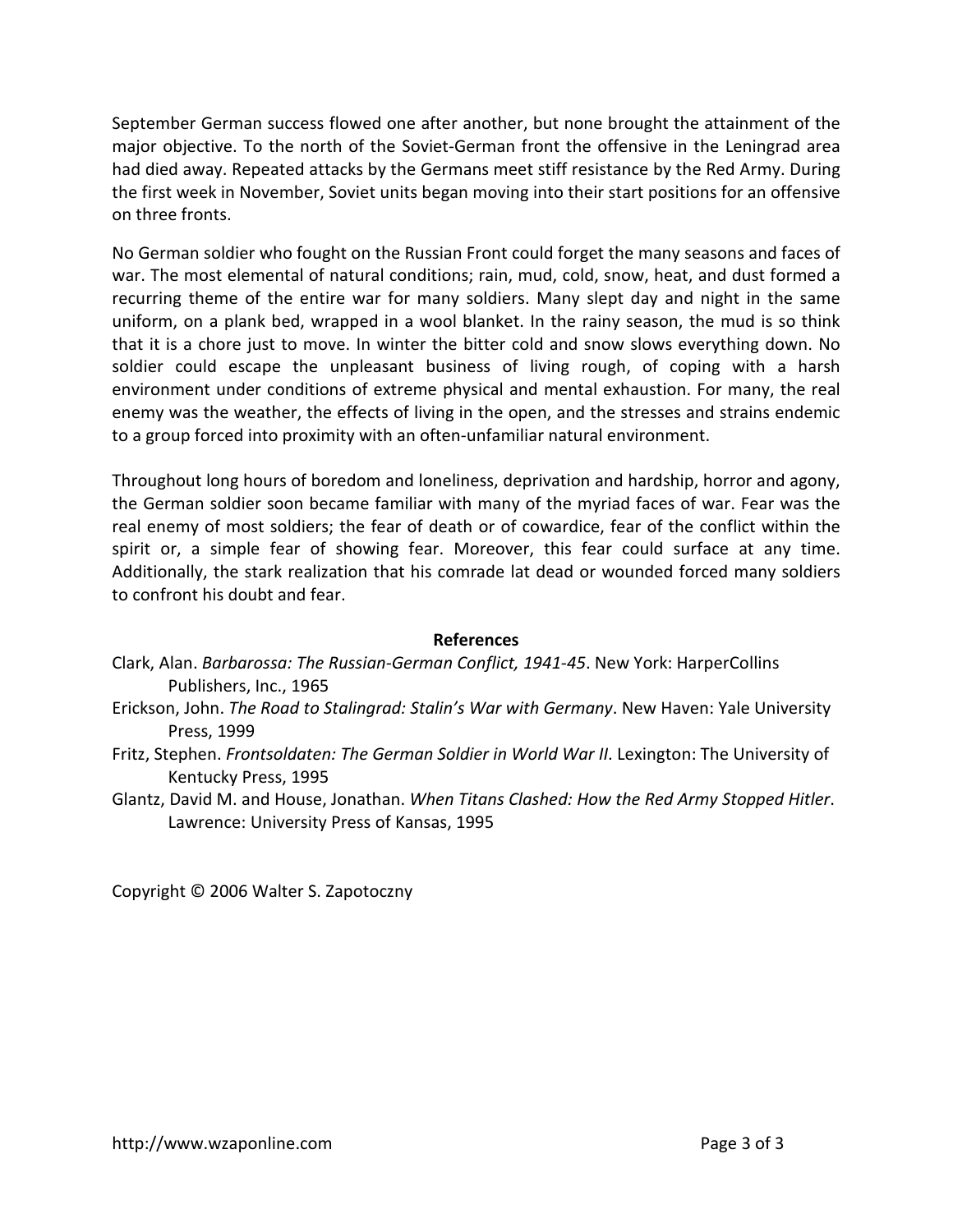September German success flowed one after another, but none brought the attainment of the major objective. To the north of the Soviet-German front the offensive in the Leningrad area had died away. Repeated attacks by the Germans meet stiff resistance by the Red Army. During the first week in November, Soviet units began moving into their start positions for an offensive on three fronts.

No German soldier who fought on the Russian Front could forget the many seasons and faces of war. The most elemental of natural conditions; rain, mud, cold, snow, heat, and dust formed a recurring theme of the entire war for many soldiers. Many slept day and night in the same uniform, on a plank bed, wrapped in a wool blanket. In the rainy season, the mud is so think that it is a chore just to move. In winter the bitter cold and snow slows everything down. No soldier could escape the unpleasant business of living rough, of coping with a harsh environment under conditions of extreme physical and mental exhaustion. For many, the real enemy was the weather, the effects of living in the open, and the stresses and strains endemic to a group forced into proximity with an often-unfamiliar natural environment.

Throughout long hours of boredom and loneliness, deprivation and hardship, horror and agony, the German soldier soon became familiar with many of the myriad faces of war. Fear was the real enemy of most soldiers; the fear of death or of cowardice, fear of the conflict within the spirit or, a simple fear of showing fear. Moreover, this fear could surface at any time. Additionally, the stark realization that his comrade lat dead or wounded forced many soldiers to confront his doubt and fear.

**References**

Clark, Alan. *Barbarossa: The Russian-German Conflict, 1941-45*. New York: HarperCollins Publishers, Inc., 1965

Erickson, John. *The Road to Stalingrad: Stalin's War with Germany*. New Haven: Yale University Press, 1999

Fritz, Stephen. *Frontsoldaten: The German Soldier in World War II*. Lexington: The University of Kentucky Press, 1995

Glantz, David M. and House, Jonathan. *When Titans Clashed: How the Red Army Stopped Hitler*. Lawrence: University Press of Kansas, 1995

Copyright © 2006 Walter S. Zapotoczny